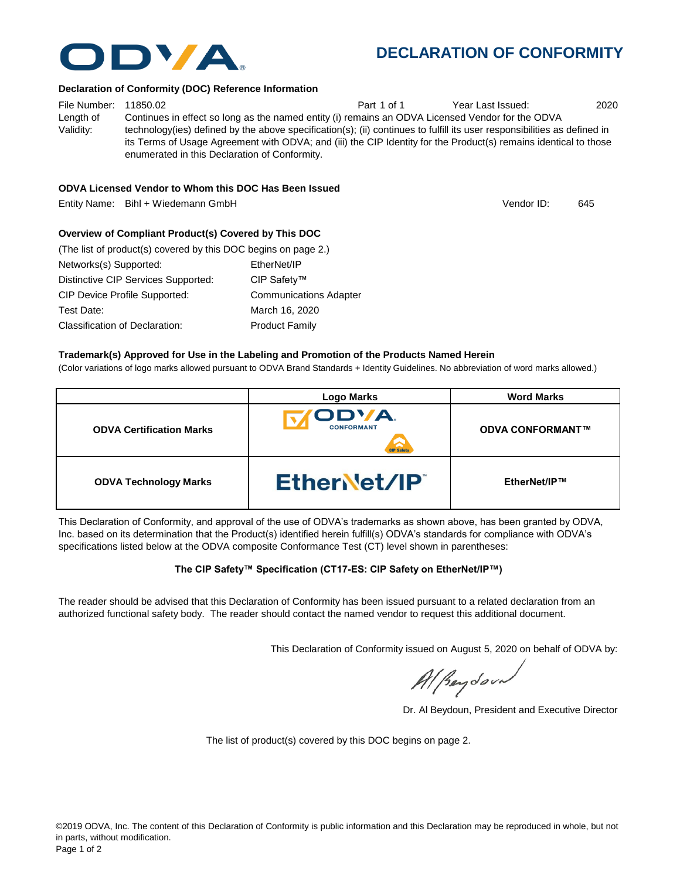# DECLARATION OF CONFORMITY

### Declaration of Conformity (DOC) Reference Information

File Number: 11850.02 Part 1 of 1 Year Last Issued: 2020

Length of Validity: Continues in effect so long as the named entity (i) remains an ODVA Licensed Vendor for the ODVA technology(ies) defined by the above specification(s); (ii) continues to fulfill its user responsibilities as defined in its Terms of Usage Agreement with ODVA; and (iii) the CIP Identity for the Product(s) remains identical to those enumerated in this Declaration of Conformity.

### ODVA Licensed Vendor to Whom this DOC Has Been Issued

Entity Name: Bihl + Wiedemann GmbH Vendor ID: 645

### Overview of Compliant Product(s) Covered by This DOC

(The list of product(s) covered by this DOC begins on page 2.)

| | |
|---|---|
| Networks(s) Supported: | EtherNet/IP |
| Distinctive CIP Services Supported: | CIP Safety™ |
| CIP Device Profile Supported: | Communications Adapter |
| Test Date: | March 16, 2020 |
| Classification of Declaration: | Product Family |

### Trademark(s) Approved for Use in the Labeling and Promotion of the Products Named Herein

(Color variations of logo marks allowed pursuant to ODVA Brand Standards + Identity Guidelines. No abbreviation of word marks allowed.)

| | Logo Marks | Word Marks |
|---|---|---|
| **ODVA Certification Marks** | ODVA CONFORMANT CIP Safety | **ODVA CONFORMANT™** |
| **ODVA Technology Marks** | EtherNet/IP™ | **EtherNet/IP™** |

This Declaration of Conformity, and approval of the use of ODVA's trademarks as shown above, has been granted by ODVA, Inc. based on its determination that the Product(s) identified herein fulfill(s) ODVA's standards for compliance with ODVA's specifications listed below at the ODVA composite Conformance Test (CT) level shown in parentheses:

**The CIP Safety™ Specification (CT17-ES: CIP Safety on EtherNet/IP™)**

The reader should be advised that this Declaration of Conformity has been issued pursuant to a related declaration from an authorized functional safety body. The reader should contact the named vendor to request this additional document.

This Declaration of Conformity issued on August 5, 2020 on behalf of ODVA by:

Dr. Al Beydoun, President and Executive Director

The list of product(s) covered by this DOC begins on page 2.

©2019 ODVA, Inc. The content of this Declaration of Conformity is public information and this Declaration may be reproduced in whole, but not in parts, without modification.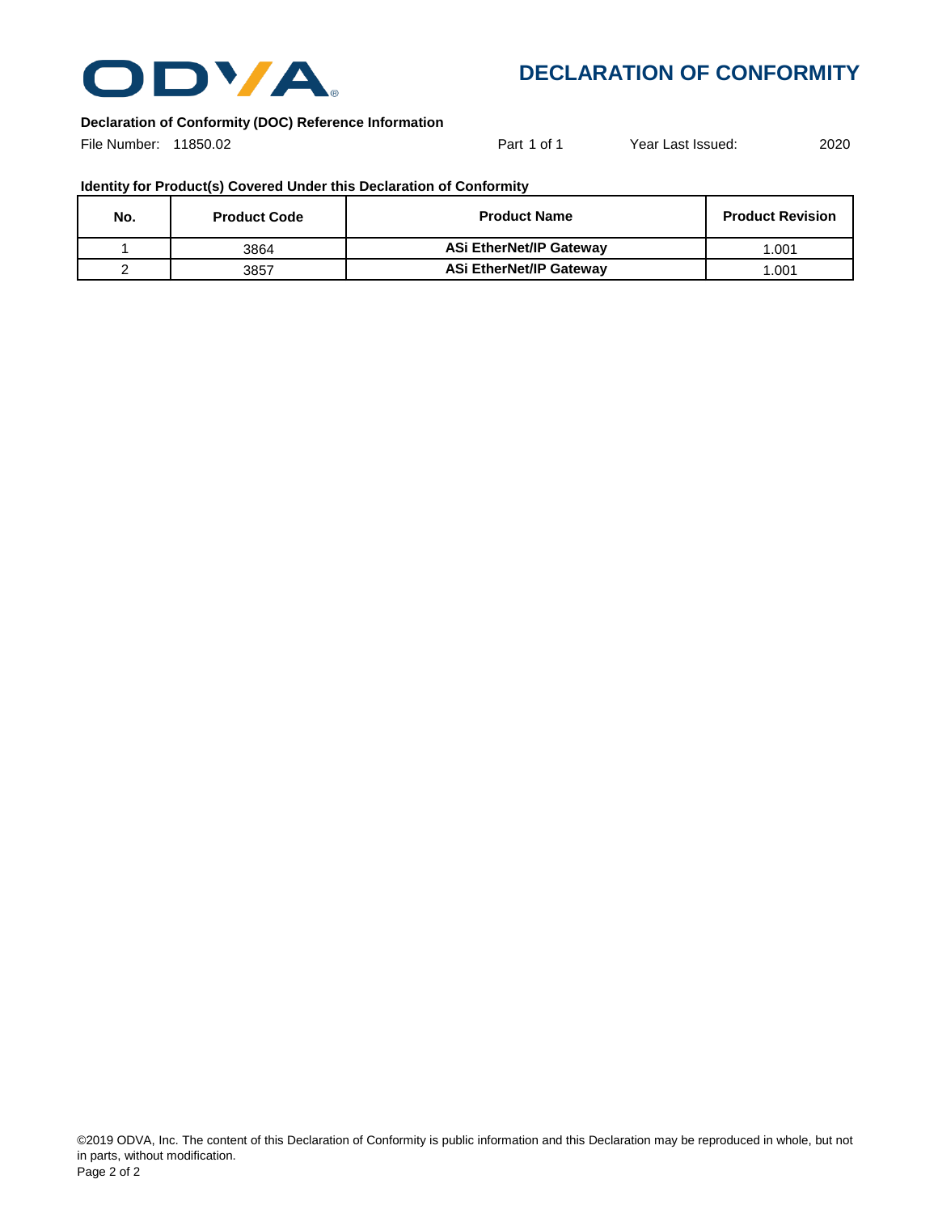# DECLARATION OF CONFORMITY

**Declaration of Conformity (DOC) Reference Information**

File Number: 11850.02 Part 1 of 1 Year Last Issued: 2020

**Identity for Product(s) Covered Under this Declaration of Conformity**

| No. | Product Code | Product Name | Product Revision |
|---|---|---|---|
| 1 | 3864 | **ASi EtherNet/IP Gateway** | 1.001 |
| 2 | 3857 | **ASi EtherNet/IP Gateway** | 1.001 |

©2019 ODVA, Inc. The content of this Declaration of Conformity is public information and this Declaration may be reproduced in whole, but not in parts, without modification.